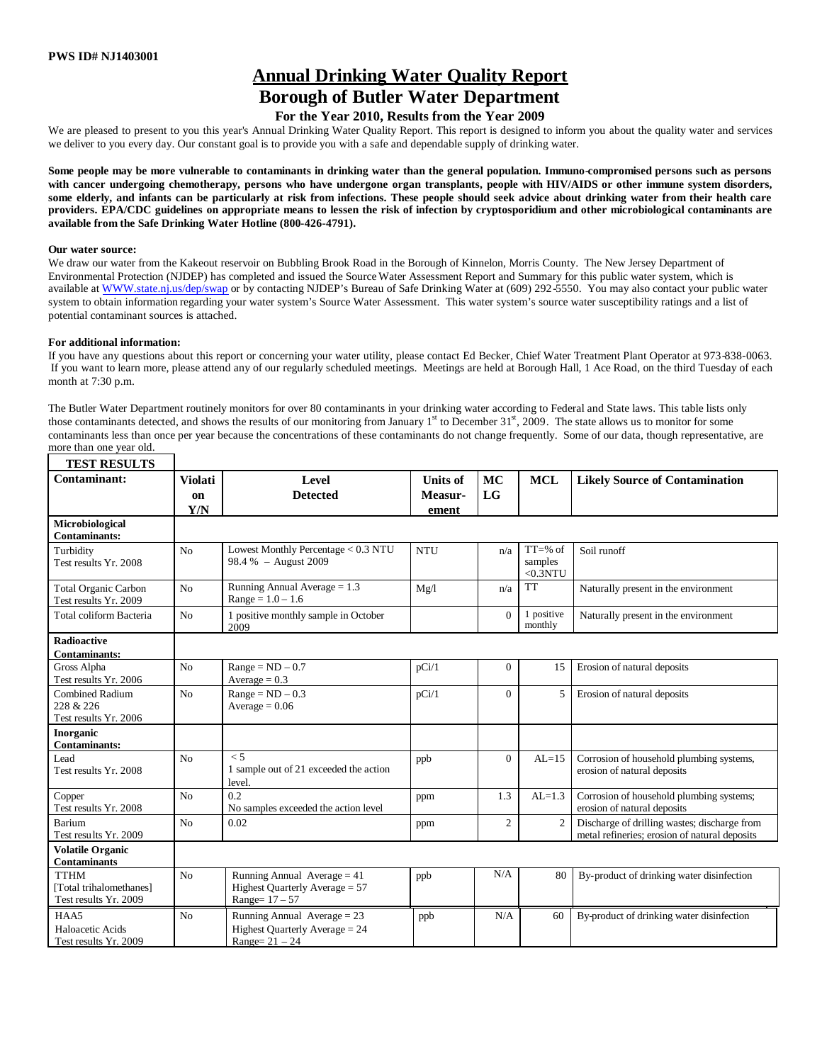**PWS ID# NJ1403001**

# Annual Drinking Water Quality Report

## Borough of Butler Water Department

### For the Year 2010, Results from the Year 2009

We are pleased to present to you this year's Annual Drinking Water Quality Report. This report is designed to inform you about the quality water and services we deliver to you every day. Our constant goal is to provide you with a safe and dependable supply of drinking water.

**Some people may be more vulnerable to contaminants in drinking water than the general population. Immuno-compromised persons such as persons with cancer undergoing chemotherapy, persons who have undergone organ transplants, people with HIV/AIDS or other immune system disorders, some elderly, and infants can be particularly at risk from infections. These people should seek advice about drinking water from their health care providers. EPA/CDC guidelines on appropriate means to lessen the risk of infection by cryptosporidium and other microbiological contaminants are available from the Safe Drinking Water Hotline (800-426-4791).**

**Our water source:**

We draw our water from the Kakeout reservoir on Bubbling Brook Road in the Borough of Kinnelon, Morris County. The New Jersey Department of Environmental Protection (NJDEP) has completed and issued the Source Water Assessment Report and Summary for this public water system, which is available at WWW.state.nj.us/dep/swap or by contacting NJDEP's Bureau of Safe Drinking Water at (609) 292-5550. You may also contact your public water system to obtain information regarding your water system's Source Water Assessment. This water system's source water susceptibility ratings and a list of potential contaminant sources is attached.

**For additional information:**

If you have any questions about this report or concerning your water utility, please contact Ed Becker, Chief Water Treatment Plant Operator at 973-838-0063. If you want to learn more, please attend any of our regularly scheduled meetings. Meetings are held at Borough Hall, 1 Ace Road, on the third Tuesday of each month at 7:30 p.m.

The Butler Water Department routinely monitors for over 80 contaminants in your drinking water according to Federal and State laws. This table lists only those contaminants detected, and shows the results of our monitoring from January 1st to December 31st, 2009. The state allows us to monitor for some contaminants less than once per year because the concentrations of these contaminants do not change frequently. Some of our data, though representative, are more than one year old.

**TEST RESULTS**

| Contaminant: | Violation Y/N | Level Detected | Units of Measurement | MCLG | MCL | Likely Source of Contamination |
|---|---|---|---|---|---|---|
| **Microbiological Contaminants:** | | | | | | |
| Turbidity<br>Test results Yr. 2008 | No | Lowest Monthly Percentage < 0.3 NTU<br>98.4 % – August 2009 | NTU | n/a | TT=% of samples <0.3NTU | Soil runoff |
| Total Organic Carbon<br>Test results Yr. 2009 | No | Running Annual Average = 1.3<br>Range = 1.0 – 1.6 | Mg/l | n/a | TT | Naturally present in the environment |
| Total coliform Bacteria | No | 1 positive monthly sample in October 2009 | | 0 | 1 positive monthly | Naturally present in the environment |
| **Radioactive Contaminants:** | | | | | | |
| Gross Alpha<br>Test results Yr. 2006 | No | Range = ND – 0.7<br>Average = 0.3 | pCi/1 | 0 | 15 | Erosion of natural deposits |
| Combined Radium 228 & 226<br>Test results Yr. 2006 | No | Range = ND – 0.3<br>Average = 0.06 | pCi/1 | 0 | 5 | Erosion of natural deposits |
| **Inorganic Contaminants:** | | | | | | |
| Lead<br>Test results Yr. 2008 | No | < 5<br>1 sample out of 21 exceeded the action level. | ppb | 0 | AL=15 | Corrosion of household plumbing systems, erosion of natural deposits |
| Copper<br>Test results Yr. 2008 | No | 0.2<br>No samples exceeded the action level | ppm | 1.3 | AL=1.3 | Corrosion of household plumbing systems; erosion of natural deposits |
| Barium<br>Test results Yr. 2009 | No | 0.02 | ppm | 2 | 2 | Discharge of drilling wastes; discharge from metal refineries; erosion of natural deposits |
| **Volatile Organic Contaminants** | | | | | | |
| TTHM<br>[Total trihalomethanes]<br>Test results Yr. 2009 | No | Running Annual Average = 41<br>Highest Quarterly Average = 57<br>Range= 17 – 57 | ppb | N/A | 80 | By-product of drinking water disinfection |
| HAA5<br>Haloacetic Acids<br>Test results Yr. 2009 | No | Running Annual Average = 23<br>Highest Quarterly Average = 24<br>Range= 21 – 24 | ppb | N/A | 60 | By-product of drinking water disinfection |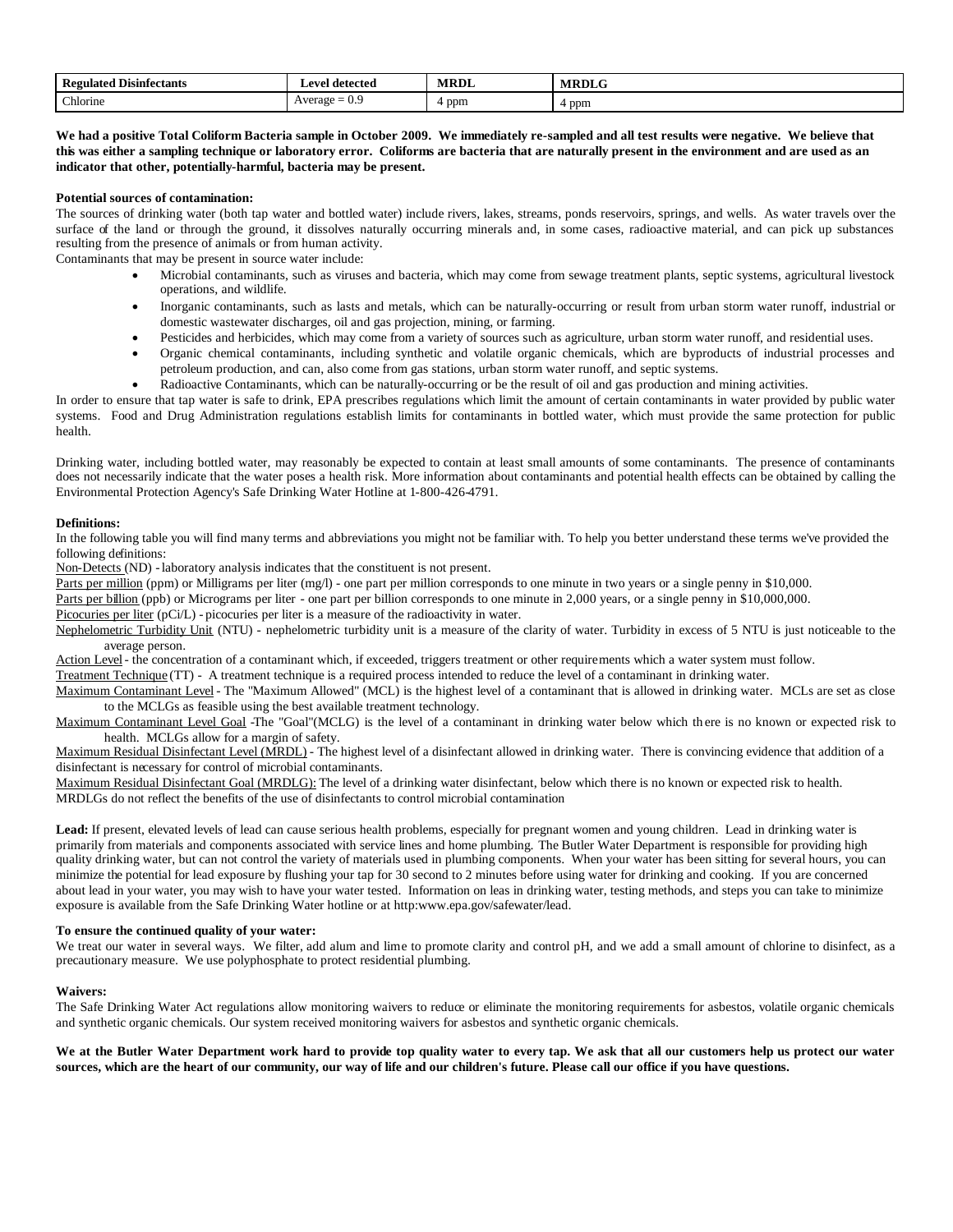| Regulated Disinfectants | Level detected | MRDL | MRDLG |
| --- | --- | --- | --- |
| Chlorine | Average = 0.9 | 4 ppm | 4 ppm |

**We had a positive Total Coliform Bacteria sample in October 2009. We immediately re-sampled and all test results were negative. We believe that this was either a sampling technique or laboratory error. Coliforms are bacteria that are naturally present in the environment and are used as an indicator that other, potentially-harmful, bacteria may be present.**

**Potential sources of contamination:**

The sources of drinking water (both tap water and bottled water) include rivers, lakes, streams, ponds reservoirs, springs, and wells. As water travels over the surface of the land or through the ground, it dissolves naturally occurring minerals and, in some cases, radioactive material, and can pick up substances resulting from the presence of animals or from human activity.

Contaminants that may be present in source water include:

- Microbial contaminants, such as viruses and bacteria, which may come from sewage treatment plants, septic systems, agricultural livestock operations, and wildlife.
- Inorganic contaminants, such as lasts and metals, which can be naturally-occurring or result from urban storm water runoff, industrial or domestic wastewater discharges, oil and gas projection, mining, or farming.
- Pesticides and herbicides, which may come from a variety of sources such as agriculture, urban storm water runoff, and residential uses.
- Organic chemical contaminants, including synthetic and volatile organic chemicals, which are byproducts of industrial processes and petroleum production, and can, also come from gas stations, urban storm water runoff, and septic systems.
- Radioactive Contaminants, which can be naturally-occurring or be the result of oil and gas production and mining activities.

In order to ensure that tap water is safe to drink, EPA prescribes regulations which limit the amount of certain contaminants in water provided by public water systems. Food and Drug Administration regulations establish limits for contaminants in bottled water, which must provide the same protection for public health.

Drinking water, including bottled water, may reasonably be expected to contain at least small amounts of some contaminants. The presence of contaminants does not necessarily indicate that the water poses a health risk. More information about contaminants and potential health effects can be obtained by calling the Environmental Protection Agency's Safe Drinking Water Hotline at 1-800-426-4791.

**Definitions:**

In the following table you will find many terms and abbreviations you might not be familiar with. To help you better understand these terms we've provided the following definitions:

Non-Detects (ND) - laboratory analysis indicates that the constituent is not present.

Parts per million (ppm) or Milligrams per liter (mg/l) - one part per million corresponds to one minute in two years or a single penny in $10,000.

Parts per billion (ppb) or Micrograms per liter - one part per billion corresponds to one minute in 2,000 years, or a single penny in $10,000,000.

Picocuries per liter (pCi/L) - picocuries per liter is a measure of the radioactivity in water.

Nephelometric Turbidity Unit (NTU) - nephelometric turbidity unit is a measure of the clarity of water. Turbidity in excess of 5 NTU is just noticeable to the average person.

Action Level - the concentration of a contaminant which, if exceeded, triggers treatment or other requirements which a water system must follow.

Treatment Technique (TT) - A treatment technique is a required process intended to reduce the level of a contaminant in drinking water.

Maximum Contaminant Level - The "Maximum Allowed" (MCL) is the highest level of a contaminant that is allowed in drinking water. MCLs are set as close to the MCLGs as feasible using the best available treatment technology.

Maximum Contaminant Level Goal -The "Goal"(MCLG) is the level of a contaminant in drinking water below which there is no known or expected risk to health. MCLGs allow for a margin of safety.

Maximum Residual Disinfectant Level (MRDL) - The highest level of a disinfectant allowed in drinking water. There is convincing evidence that addition of a disinfectant is necessary for control of microbial contaminants.

Maximum Residual Disinfectant Goal (MRDLG): The level of a drinking water disinfectant, below which there is no known or expected risk to health. MRDLGs do not reflect the benefits of the use of disinfectants to control microbial contamination

**Lead:** If present, elevated levels of lead can cause serious health problems, especially for pregnant women and young children. Lead in drinking water is primarily from materials and components associated with service lines and home plumbing. The Butler Water Department is responsible for providing high quality drinking water, but can not control the variety of materials used in plumbing components. When your water has been sitting for several hours, you can minimize the potential for lead exposure by flushing your tap for 30 second to 2 minutes before using water for drinking and cooking. If you are concerned about lead in your water, you may wish to have your water tested. Information on leas in drinking water, testing methods, and steps you can take to minimize exposure is available from the Safe Drinking Water hotline or at http:www.epa.gov/safewater/lead.

**To ensure the continued quality of your water:**

We treat our water in several ways. We filter, add alum and lime to promote clarity and control pH, and we add a small amount of chlorine to disinfect, as a precautionary measure. We use polyphosphate to protect residential plumbing.

**Waivers:**

The Safe Drinking Water Act regulations allow monitoring waivers to reduce or eliminate the monitoring requirements for asbestos, volatile organic chemicals and synthetic organic chemicals. Our system received monitoring waivers for asbestos and synthetic organic chemicals.

**We at the Butler Water Department work hard to provide top quality water to every tap. We ask that all our customers help us protect our water sources, which are the heart of our community, our way of life and our children's future. Please call our office if you have questions.**